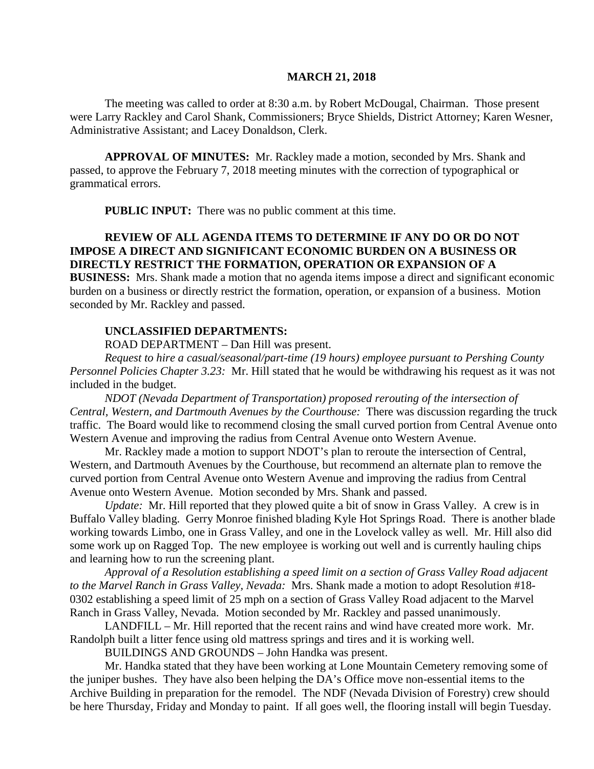# MARCH 21, 2018

The meeting was called to order at 8:30 a.m. by Robert McDougal, Chairman. Those present were Larry Rackley and Carol Shank, Commissioners; Bryce Shields, District Attorney; Karen Wesner, Administrative Assistant; and Lacey Donaldson, Clerk.

**APPROVAL OF MINUTES:** Mr. Rackley made a motion, seconded by Mrs. Shank and passed, to approve the February 7, 2018 meeting minutes with the correction of typographical or grammatical errors.

**PUBLIC INPUT:** There was no public comment at this time.

**REVIEW OF ALL AGENDA ITEMS TO DETERMINE IF ANY DO OR DO NOT IMPOSE A DIRECT AND SIGNIFICANT ECONOMIC BURDEN ON A BUSINESS OR DIRECTLY RESTRICT THE FORMATION, OPERATION OR EXPANSION OF A BUSINESS:** Mrs. Shank made a motion that no agenda items impose a direct and significant economic burden on a business or directly restrict the formation, operation, or expansion of a business. Motion seconded by Mr. Rackley and passed.

**UNCLASSIFIED DEPARTMENTS:**

ROAD DEPARTMENT – Dan Hill was present.

*Request to hire a casual/seasonal/part-time (19 hours) employee pursuant to Pershing County Personnel Policies Chapter 3.23:* Mr. Hill stated that he would be withdrawing his request as it was not included in the budget.

*NDOT (Nevada Department of Transportation) proposed rerouting of the intersection of Central, Western, and Dartmouth Avenues by the Courthouse:* There was discussion regarding the truck traffic. The Board would like to recommend closing the small curved portion from Central Avenue onto Western Avenue and improving the radius from Central Avenue onto Western Avenue.

Mr. Rackley made a motion to support NDOT's plan to reroute the intersection of Central, Western, and Dartmouth Avenues by the Courthouse, but recommend an alternate plan to remove the curved portion from Central Avenue onto Western Avenue and improving the radius from Central Avenue onto Western Avenue. Motion seconded by Mrs. Shank and passed.

*Update:* Mr. Hill reported that they plowed quite a bit of snow in Grass Valley. A crew is in Buffalo Valley blading. Gerry Monroe finished blading Kyle Hot Springs Road. There is another blade working towards Limbo, one in Grass Valley, and one in the Lovelock valley as well. Mr. Hill also did some work up on Ragged Top. The new employee is working out well and is currently hauling chips and learning how to run the screening plant.

*Approval of a Resolution establishing a speed limit on a section of Grass Valley Road adjacent to the Marvel Ranch in Grass Valley, Nevada:* Mrs. Shank made a motion to adopt Resolution #18-0302 establishing a speed limit of 25 mph on a section of Grass Valley Road adjacent to the Marvel Ranch in Grass Valley, Nevada. Motion seconded by Mr. Rackley and passed unanimously.

LANDFILL – Mr. Hill reported that the recent rains and wind have created more work. Mr. Randolph built a litter fence using old mattress springs and tires and it is working well.

BUILDINGS AND GROUNDS – John Handka was present.

Mr. Handka stated that they have been working at Lone Mountain Cemetery removing some of the juniper bushes. They have also been helping the DA's Office move non-essential items to the Archive Building in preparation for the remodel. The NDF (Nevada Division of Forestry) crew should be here Thursday, Friday and Monday to paint. If all goes well, the flooring install will begin Tuesday.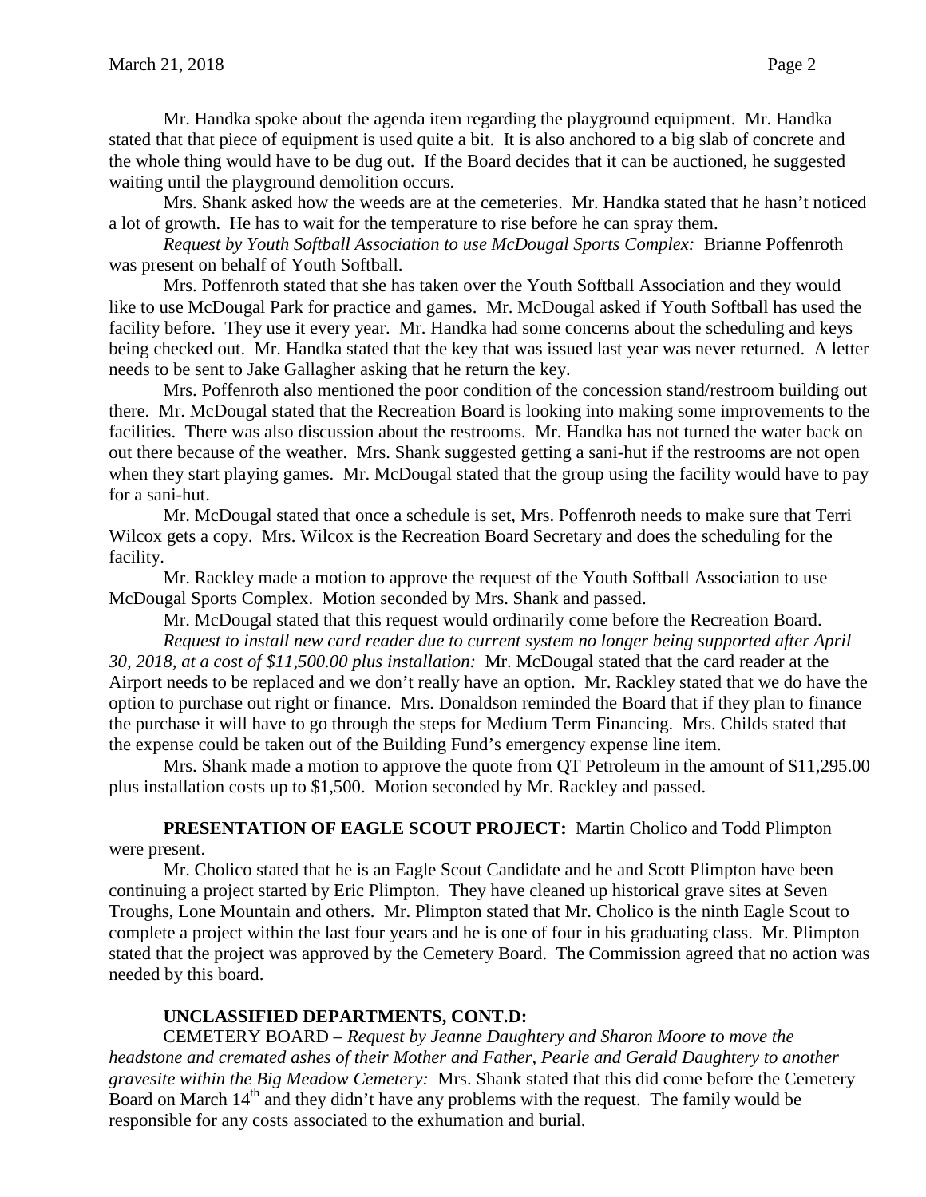Mr. Handka spoke about the agenda item regarding the playground equipment. Mr. Handka stated that that piece of equipment is used quite a bit. It is also anchored to a big slab of concrete and the whole thing would have to be dug out. If the Board decides that it can be auctioned, he suggested waiting until the playground demolition occurs.

Mrs. Shank asked how the weeds are at the cemeteries. Mr. Handka stated that he hasn't noticed a lot of growth. He has to wait for the temperature to rise before he can spray them.

*Request by Youth Softball Association to use McDougal Sports Complex:* Brianne Poffenroth was present on behalf of Youth Softball.

Mrs. Poffenroth stated that she has taken over the Youth Softball Association and they would like to use McDougal Park for practice and games. Mr. McDougal asked if Youth Softball has used the facility before. They use it every year. Mr. Handka had some concerns about the scheduling and keys being checked out. Mr. Handka stated that the key that was issued last year was never returned. A letter needs to be sent to Jake Gallagher asking that he return the key.

Mrs. Poffenroth also mentioned the poor condition of the concession stand/restroom building out there. Mr. McDougal stated that the Recreation Board is looking into making some improvements to the facilities. There was also discussion about the restrooms. Mr. Handka has not turned the water back on out there because of the weather. Mrs. Shank suggested getting a sani-hut if the restrooms are not open when they start playing games. Mr. McDougal stated that the group using the facility would have to pay for a sani-hut.

Mr. McDougal stated that once a schedule is set, Mrs. Poffenroth needs to make sure that Terri Wilcox gets a copy. Mrs. Wilcox is the Recreation Board Secretary and does the scheduling for the facility.

Mr. Rackley made a motion to approve the request of the Youth Softball Association to use McDougal Sports Complex. Motion seconded by Mrs. Shank and passed.

Mr. McDougal stated that this request would ordinarily come before the Recreation Board.

*Request to install new card reader due to current system no longer being supported after April 30, 2018, at a cost of $11,500.00 plus installation:* Mr. McDougal stated that the card reader at the Airport needs to be replaced and we don't really have an option. Mr. Rackley stated that we do have the option to purchase out right or finance. Mrs. Donaldson reminded the Board that if they plan to finance the purchase it will have to go through the steps for Medium Term Financing. Mrs. Childs stated that the expense could be taken out of the Building Fund's emergency expense line item.

Mrs. Shank made a motion to approve the quote from QT Petroleum in the amount of $11,295.00 plus installation costs up to $1,500. Motion seconded by Mr. Rackley and passed.

**PRESENTATION OF EAGLE SCOUT PROJECT:** Martin Cholico and Todd Plimpton were present.

Mr. Cholico stated that he is an Eagle Scout Candidate and he and Scott Plimpton have been continuing a project started by Eric Plimpton. They have cleaned up historical grave sites at Seven Troughs, Lone Mountain and others. Mr. Plimpton stated that Mr. Cholico is the ninth Eagle Scout to complete a project within the last four years and he is one of four in his graduating class. Mr. Plimpton stated that the project was approved by the Cemetery Board. The Commission agreed that no action was needed by this board.

**UNCLASSIFIED DEPARTMENTS, CONT.D:**

CEMETERY BOARD – *Request by Jeanne Daughtery and Sharon Moore to move the headstone and cremated ashes of their Mother and Father, Pearle and Gerald Daughtery to another gravesite within the Big Meadow Cemetery:* Mrs. Shank stated that this did come before the Cemetery Board on March 14th and they didn't have any problems with the request. The family would be responsible for any costs associated to the exhumation and burial.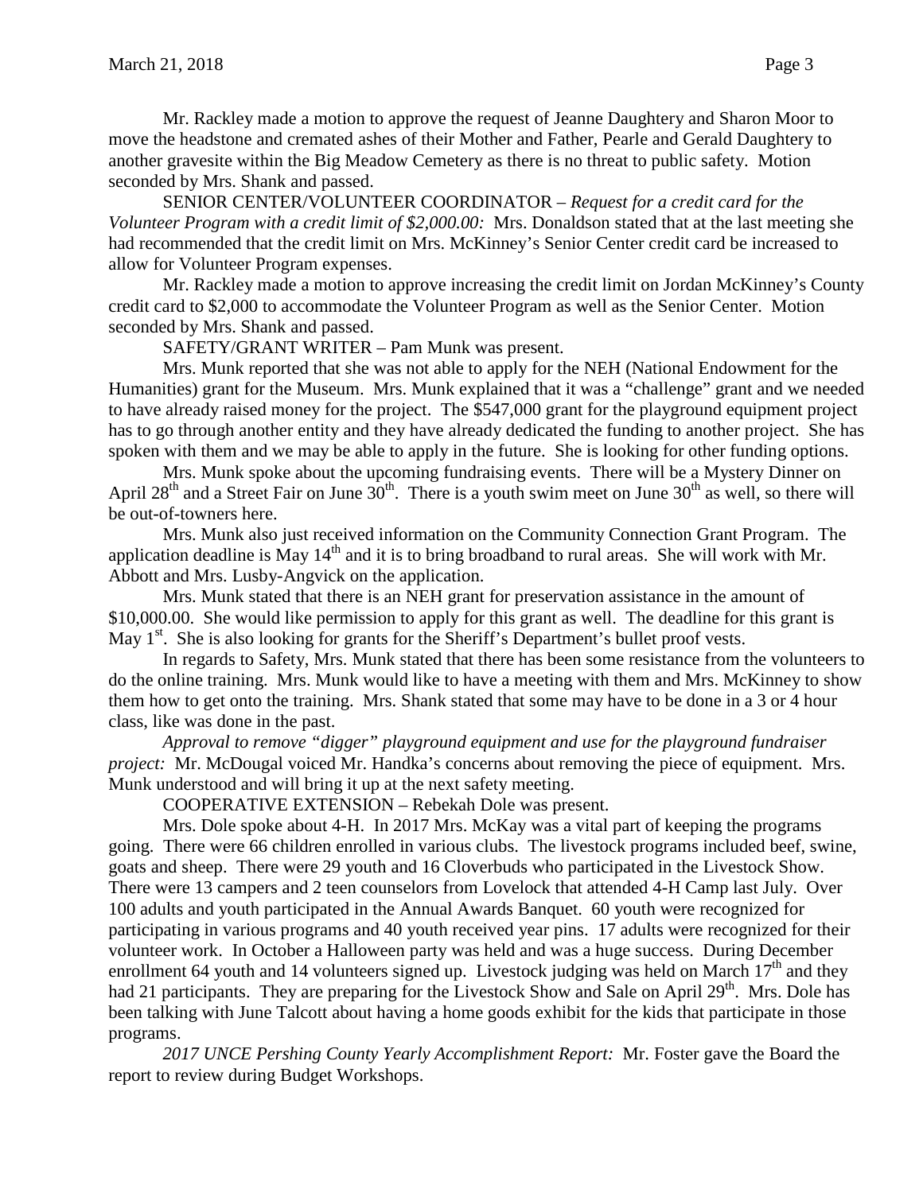Mr. Rackley made a motion to approve the request of Jeanne Daughtery and Sharon Moor to move the headstone and cremated ashes of their Mother and Father, Pearle and Gerald Daughtery to another gravesite within the Big Meadow Cemetery as there is no threat to public safety. Motion seconded by Mrs. Shank and passed.

SENIOR CENTER/VOLUNTEER COORDINATOR – *Request for a credit card for the Volunteer Program with a credit limit of $2,000.00:* Mrs. Donaldson stated that at the last meeting she had recommended that the credit limit on Mrs. McKinney's Senior Center credit card be increased to allow for Volunteer Program expenses.

Mr. Rackley made a motion to approve increasing the credit limit on Jordan McKinney's County credit card to $2,000 to accommodate the Volunteer Program as well as the Senior Center. Motion seconded by Mrs. Shank and passed.

SAFETY/GRANT WRITER – Pam Munk was present.

Mrs. Munk reported that she was not able to apply for the NEH (National Endowment for the Humanities) grant for the Museum. Mrs. Munk explained that it was a "challenge" grant and we needed to have already raised money for the project. The $547,000 grant for the playground equipment project has to go through another entity and they have already dedicated the funding to another project. She has spoken with them and we may be able to apply in the future. She is looking for other funding options.

Mrs. Munk spoke about the upcoming fundraising events. There will be a Mystery Dinner on April 28th and a Street Fair on June 30th. There is a youth swim meet on June 30th as well, so there will be out-of-towners here.

Mrs. Munk also just received information on the Community Connection Grant Program. The application deadline is May 14th and it is to bring broadband to rural areas. She will work with Mr. Abbott and Mrs. Lusby-Angvick on the application.

Mrs. Munk stated that there is an NEH grant for preservation assistance in the amount of $10,000.00. She would like permission to apply for this grant as well. The deadline for this grant is May 1st. She is also looking for grants for the Sheriff's Department's bullet proof vests.

In regards to Safety, Mrs. Munk stated that there has been some resistance from the volunteers to do the online training. Mrs. Munk would like to have a meeting with them and Mrs. McKinney to show them how to get onto the training. Mrs. Shank stated that some may have to be done in a 3 or 4 hour class, like was done in the past.

*Approval to remove "digger" playground equipment and use for the playground fundraiser project:* Mr. McDougal voiced Mr. Handka's concerns about removing the piece of equipment. Mrs. Munk understood and will bring it up at the next safety meeting.

COOPERATIVE EXTENSION – Rebekah Dole was present.

Mrs. Dole spoke about 4-H. In 2017 Mrs. McKay was a vital part of keeping the programs going. There were 66 children enrolled in various clubs. The livestock programs included beef, swine, goats and sheep. There were 29 youth and 16 Cloverbuds who participated in the Livestock Show. There were 13 campers and 2 teen counselors from Lovelock that attended 4-H Camp last July. Over 100 adults and youth participated in the Annual Awards Banquet. 60 youth were recognized for participating in various programs and 40 youth received year pins. 17 adults were recognized for their volunteer work. In October a Halloween party was held and was a huge success. During December enrollment 64 youth and 14 volunteers signed up. Livestock judging was held on March 17th and they had 21 participants. They are preparing for the Livestock Show and Sale on April 29th. Mrs. Dole has been talking with June Talcott about having a home goods exhibit for the kids that participate in those programs.

*2017 UNCE Pershing County Yearly Accomplishment Report:* Mr. Foster gave the Board the report to review during Budget Workshops.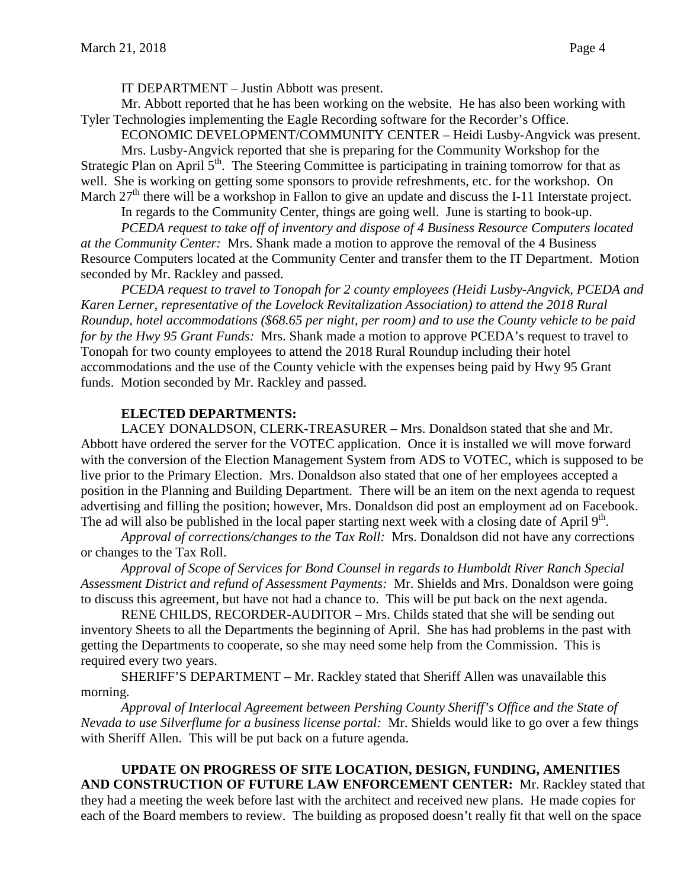IT DEPARTMENT – Justin Abbott was present.

Mr. Abbott reported that he has been working on the website. He has also been working with Tyler Technologies implementing the Eagle Recording software for the Recorder's Office.

ECONOMIC DEVELOPMENT/COMMUNITY CENTER – Heidi Lusby-Angvick was present.

Mrs. Lusby-Angvick reported that she is preparing for the Community Workshop for the Strategic Plan on April 5th. The Steering Committee is participating in training tomorrow for that as well. She is working on getting some sponsors to provide refreshments, etc. for the workshop. On March 27th there will be a workshop in Fallon to give an update and discuss the I-11 Interstate project.

In regards to the Community Center, things are going well. June is starting to book-up.

*PCEDA request to take off of inventory and dispose of 4 Business Resource Computers located at the Community Center:* Mrs. Shank made a motion to approve the removal of the 4 Business Resource Computers located at the Community Center and transfer them to the IT Department. Motion seconded by Mr. Rackley and passed.

*PCEDA request to travel to Tonopah for 2 county employees (Heidi Lusby-Angvick, PCEDA and Karen Lerner, representative of the Lovelock Revitalization Association) to attend the 2018 Rural Roundup, hotel accommodations ($68.65 per night, per room) and to use the County vehicle to be paid for by the Hwy 95 Grant Funds:* Mrs. Shank made a motion to approve PCEDA's request to travel to Tonopah for two county employees to attend the 2018 Rural Roundup including their hotel accommodations and the use of the County vehicle with the expenses being paid by Hwy 95 Grant funds. Motion seconded by Mr. Rackley and passed.

**ELECTED DEPARTMENTS:**

LACEY DONALDSON, CLERK-TREASURER – Mrs. Donaldson stated that she and Mr. Abbott have ordered the server for the VOTEC application. Once it is installed we will move forward with the conversion of the Election Management System from ADS to VOTEC, which is supposed to be live prior to the Primary Election. Mrs. Donaldson also stated that one of her employees accepted a position in the Planning and Building Department. There will be an item on the next agenda to request advertising and filling the position; however, Mrs. Donaldson did post an employment ad on Facebook. The ad will also be published in the local paper starting next week with a closing date of April 9th.

*Approval of corrections/changes to the Tax Roll:* Mrs. Donaldson did not have any corrections or changes to the Tax Roll.

*Approval of Scope of Services for Bond Counsel in regards to Humboldt River Ranch Special Assessment District and refund of Assessment Payments:* Mr. Shields and Mrs. Donaldson were going to discuss this agreement, but have not had a chance to. This will be put back on the next agenda.

RENE CHILDS, RECORDER-AUDITOR – Mrs. Childs stated that she will be sending out inventory Sheets to all the Departments the beginning of April. She has had problems in the past with getting the Departments to cooperate, so she may need some help from the Commission. This is required every two years.

SHERIFF'S DEPARTMENT – Mr. Rackley stated that Sheriff Allen was unavailable this morning.

*Approval of Interlocal Agreement between Pershing County Sheriff's Office and the State of Nevada to use Silverflume for a business license portal:* Mr. Shields would like to go over a few things with Sheriff Allen. This will be put back on a future agenda.

**UPDATE ON PROGRESS OF SITE LOCATION, DESIGN, FUNDING, AMENITIES AND CONSTRUCTION OF FUTURE LAW ENFORCEMENT CENTER:** Mr. Rackley stated that they had a meeting the week before last with the architect and received new plans. He made copies for each of the Board members to review. The building as proposed doesn't really fit that well on the space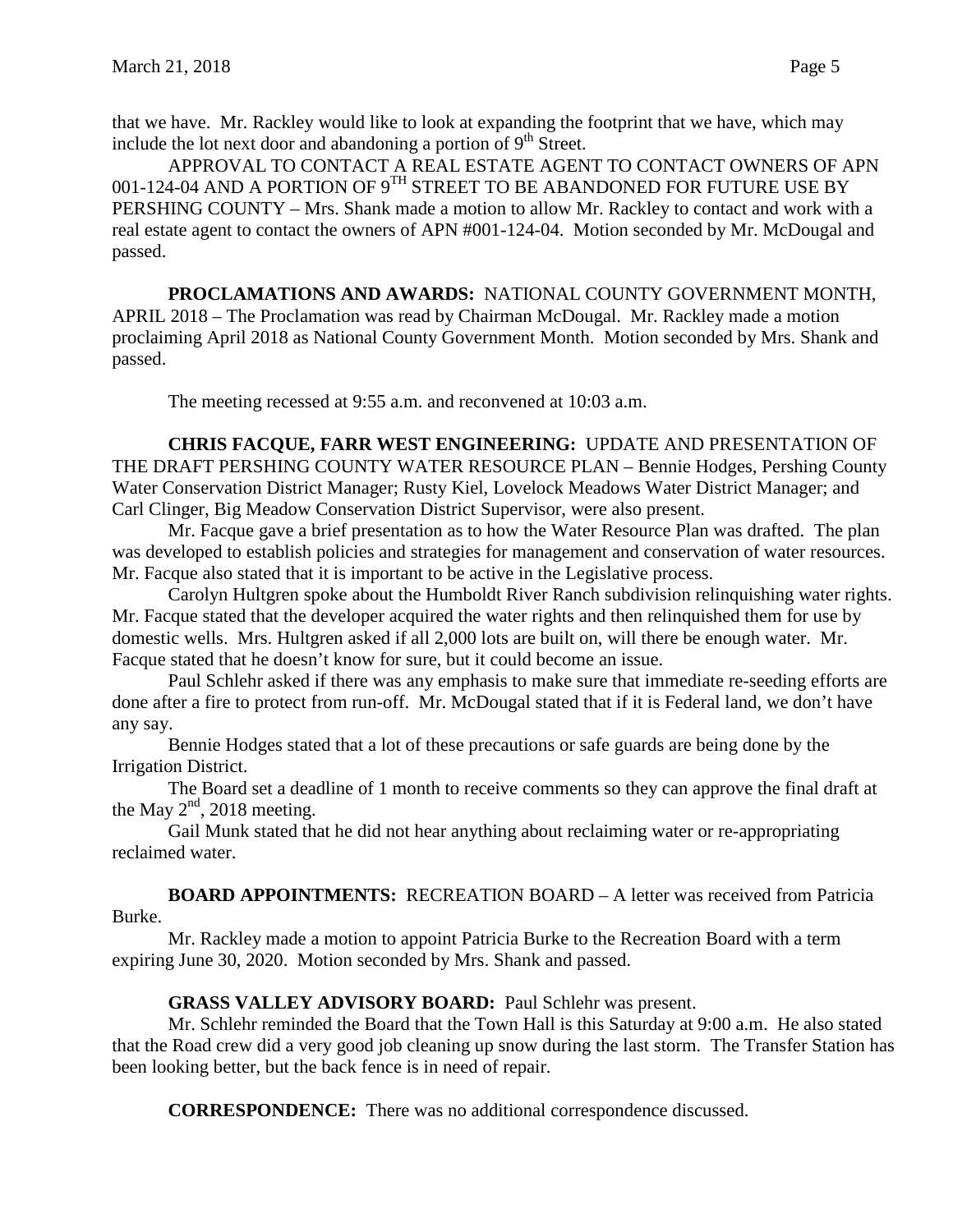that we have. Mr. Rackley would like to look at expanding the footprint that we have, which may include the lot next door and abandoning a portion of 9th Street.

APPROVAL TO CONTACT A REAL ESTATE AGENT TO CONTACT OWNERS OF APN 001-124-04 AND A PORTION OF 9TH STREET TO BE ABANDONED FOR FUTURE USE BY PERSHING COUNTY – Mrs. Shank made a motion to allow Mr. Rackley to contact and work with a real estate agent to contact the owners of APN #001-124-04. Motion seconded by Mr. McDougal and passed.

**PROCLAMATIONS AND AWARDS:** NATIONAL COUNTY GOVERNMENT MONTH, APRIL 2018 – The Proclamation was read by Chairman McDougal. Mr. Rackley made a motion proclaiming April 2018 as National County Government Month. Motion seconded by Mrs. Shank and passed.

The meeting recessed at 9:55 a.m. and reconvened at 10:03 a.m.

**CHRIS FACQUE, FARR WEST ENGINEERING:** UPDATE AND PRESENTATION OF THE DRAFT PERSHING COUNTY WATER RESOURCE PLAN – Bennie Hodges, Pershing County Water Conservation District Manager; Rusty Kiel, Lovelock Meadows Water District Manager; and Carl Clinger, Big Meadow Conservation District Supervisor, were also present.

Mr. Facque gave a brief presentation as to how the Water Resource Plan was drafted. The plan was developed to establish policies and strategies for management and conservation of water resources. Mr. Facque also stated that it is important to be active in the Legislative process.

Carolyn Hultgren spoke about the Humboldt River Ranch subdivision relinquishing water rights. Mr. Facque stated that the developer acquired the water rights and then relinquished them for use by domestic wells. Mrs. Hultgren asked if all 2,000 lots are built on, will there be enough water. Mr. Facque stated that he doesn't know for sure, but it could become an issue.

Paul Schlehr asked if there was any emphasis to make sure that immediate re-seeding efforts are done after a fire to protect from run-off. Mr. McDougal stated that if it is Federal land, we don't have any say.

Bennie Hodges stated that a lot of these precautions or safe guards are being done by the Irrigation District.

The Board set a deadline of 1 month to receive comments so they can approve the final draft at the May 2nd, 2018 meeting.

Gail Munk stated that he did not hear anything about reclaiming water or re-appropriating reclaimed water.

**BOARD APPOINTMENTS:** RECREATION BOARD – A letter was received from Patricia Burke.

Mr. Rackley made a motion to appoint Patricia Burke to the Recreation Board with a term expiring June 30, 2020. Motion seconded by Mrs. Shank and passed.

**GRASS VALLEY ADVISORY BOARD:** Paul Schlehr was present.

Mr. Schlehr reminded the Board that the Town Hall is this Saturday at 9:00 a.m. He also stated that the Road crew did a very good job cleaning up snow during the last storm. The Transfer Station has been looking better, but the back fence is in need of repair.

**CORRESPONDENCE:** There was no additional correspondence discussed.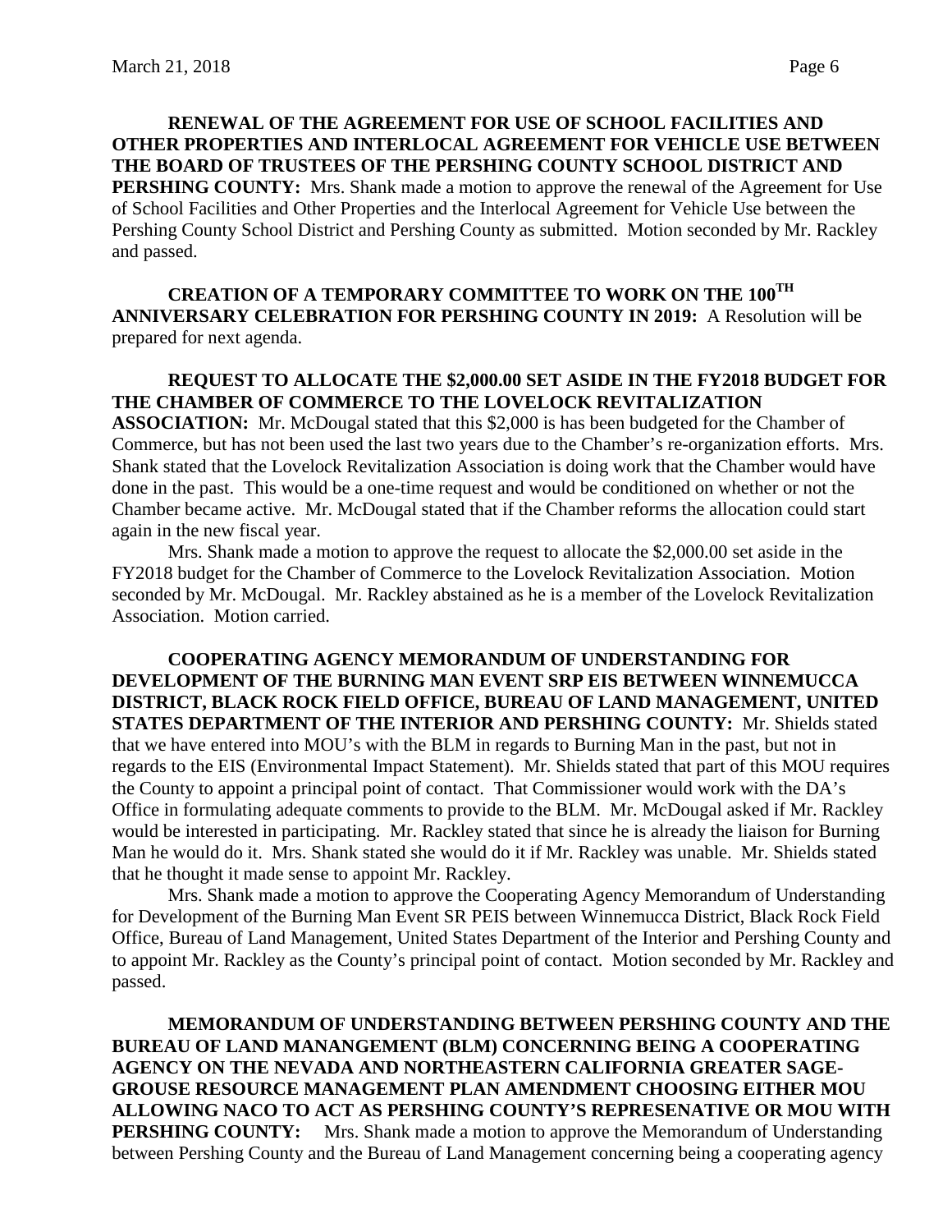**RENEWAL OF THE AGREEMENT FOR USE OF SCHOOL FACILITIES AND OTHER PROPERTIES AND INTERLOCAL AGREEMENT FOR VEHICLE USE BETWEEN THE BOARD OF TRUSTEES OF THE PERSHING COUNTY SCHOOL DISTRICT AND PERSHING COUNTY:** Mrs. Shank made a motion to approve the renewal of the Agreement for Use of School Facilities and Other Properties and the Interlocal Agreement for Vehicle Use between the Pershing County School District and Pershing County as submitted. Motion seconded by Mr. Rackley and passed.

**CREATION OF A TEMPORARY COMMITTEE TO WORK ON THE 100TH ANNIVERSARY CELEBRATION FOR PERSHING COUNTY IN 2019:** A Resolution will be prepared for next agenda.

**REQUEST TO ALLOCATE THE $2,000.00 SET ASIDE IN THE FY2018 BUDGET FOR THE CHAMBER OF COMMERCE TO THE LOVELOCK REVITALIZATION ASSOCIATION:** Mr. McDougal stated that this $2,000 is has been budgeted for the Chamber of Commerce, but has not been used the last two years due to the Chamber's re-organization efforts. Mrs. Shank stated that the Lovelock Revitalization Association is doing work that the Chamber would have done in the past. This would be a one-time request and would be conditioned on whether or not the Chamber became active. Mr. McDougal stated that if the Chamber reforms the allocation could start again in the new fiscal year.

Mrs. Shank made a motion to approve the request to allocate the $2,000.00 set aside in the FY2018 budget for the Chamber of Commerce to the Lovelock Revitalization Association. Motion seconded by Mr. McDougal. Mr. Rackley abstained as he is a member of the Lovelock Revitalization Association. Motion carried.

**COOPERATING AGENCY MEMORANDUM OF UNDERSTANDING FOR DEVELOPMENT OF THE BURNING MAN EVENT SRP EIS BETWEEN WINNEMUCCA DISTRICT, BLACK ROCK FIELD OFFICE, BUREAU OF LAND MANAGEMENT, UNITED STATES DEPARTMENT OF THE INTERIOR AND PERSHING COUNTY:** Mr. Shields stated that we have entered into MOU's with the BLM in regards to Burning Man in the past, but not in regards to the EIS (Environmental Impact Statement). Mr. Shields stated that part of this MOU requires the County to appoint a principal point of contact. That Commissioner would work with the DA's Office in formulating adequate comments to provide to the BLM. Mr. McDougal asked if Mr. Rackley would be interested in participating. Mr. Rackley stated that since he is already the liaison for Burning Man he would do it. Mrs. Shank stated she would do it if Mr. Rackley was unable. Mr. Shields stated that he thought it made sense to appoint Mr. Rackley.

Mrs. Shank made a motion to approve the Cooperating Agency Memorandum of Understanding for Development of the Burning Man Event SR PEIS between Winnemucca District, Black Rock Field Office, Bureau of Land Management, United States Department of the Interior and Pershing County and to appoint Mr. Rackley as the County's principal point of contact. Motion seconded by Mr. Rackley and passed.

**MEMORANDUM OF UNDERSTANDING BETWEEN PERSHING COUNTY AND THE BUREAU OF LAND MANANGEMENT (BLM) CONCERNING BEING A COOPERATING AGENCY ON THE NEVADA AND NORTHEASTERN CALIFORNIA GREATER SAGE-GROUSE RESOURCE MANAGEMENT PLAN AMENDMENT CHOOSING EITHER MOU ALLOWING NACO TO ACT AS PERSHING COUNTY'S REPRESENATIVE OR MOU WITH PERSHING COUNTY:** Mrs. Shank made a motion to approve the Memorandum of Understanding between Pershing County and the Bureau of Land Management concerning being a cooperating agency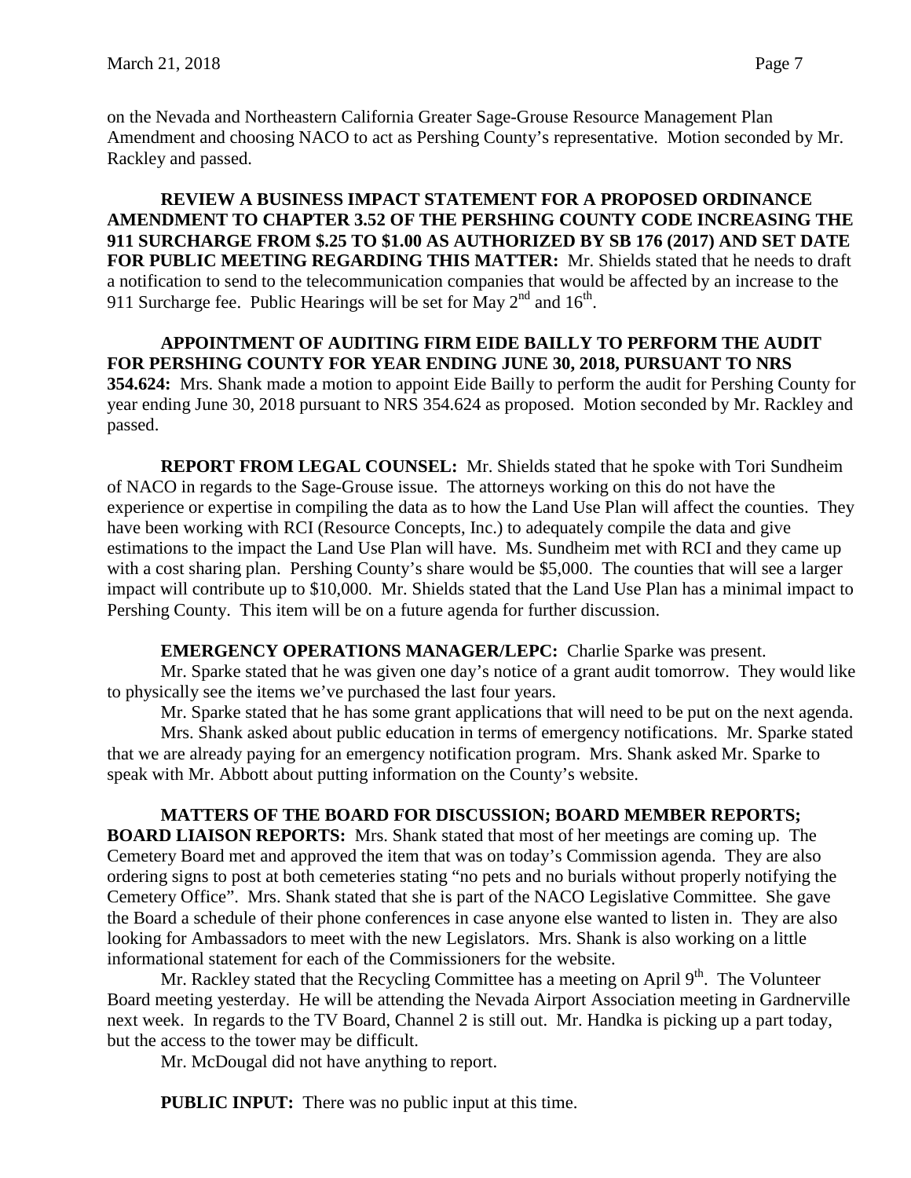on the Nevada and Northeastern California Greater Sage-Grouse Resource Management Plan Amendment and choosing NACO to act as Pershing County's representative. Motion seconded by Mr. Rackley and passed.

**REVIEW A BUSINESS IMPACT STATEMENT FOR A PROPOSED ORDINANCE AMENDMENT TO CHAPTER 3.52 OF THE PERSHING COUNTY CODE INCREASING THE 911 SURCHARGE FROM $.25 TO $1.00 AS AUTHORIZED BY SB 176 (2017) AND SET DATE FOR PUBLIC MEETING REGARDING THIS MATTER:** Mr. Shields stated that he needs to draft a notification to send to the telecommunication companies that would be affected by an increase to the 911 Surcharge fee. Public Hearings will be set for May 2nd and 16th.

**APPOINTMENT OF AUDITING FIRM EIDE BAILLY TO PERFORM THE AUDIT FOR PERSHING COUNTY FOR YEAR ENDING JUNE 30, 2018, PURSUANT TO NRS 354.624:** Mrs. Shank made a motion to appoint Eide Bailly to perform the audit for Pershing County for year ending June 30, 2018 pursuant to NRS 354.624 as proposed. Motion seconded by Mr. Rackley and passed.

**REPORT FROM LEGAL COUNSEL:** Mr. Shields stated that he spoke with Tori Sundheim of NACO in regards to the Sage-Grouse issue. The attorneys working on this do not have the experience or expertise in compiling the data as to how the Land Use Plan will affect the counties. They have been working with RCI (Resource Concepts, Inc.) to adequately compile the data and give estimations to the impact the Land Use Plan will have. Ms. Sundheim met with RCI and they came up with a cost sharing plan. Pershing County's share would be $5,000. The counties that will see a larger impact will contribute up to $10,000. Mr. Shields stated that the Land Use Plan has a minimal impact to Pershing County. This item will be on a future agenda for further discussion.

**EMERGENCY OPERATIONS MANAGER/LEPC:** Charlie Sparke was present.

Mr. Sparke stated that he was given one day's notice of a grant audit tomorrow. They would like to physically see the items we've purchased the last four years.

Mr. Sparke stated that he has some grant applications that will need to be put on the next agenda.

Mrs. Shank asked about public education in terms of emergency notifications. Mr. Sparke stated that we are already paying for an emergency notification program. Mrs. Shank asked Mr. Sparke to speak with Mr. Abbott about putting information on the County's website.

**MATTERS OF THE BOARD FOR DISCUSSION; BOARD MEMBER REPORTS; BOARD LIAISON REPORTS:** Mrs. Shank stated that most of her meetings are coming up. The Cemetery Board met and approved the item that was on today's Commission agenda. They are also ordering signs to post at both cemeteries stating "no pets and no burials without properly notifying the Cemetery Office". Mrs. Shank stated that she is part of the NACO Legislative Committee. She gave the Board a schedule of their phone conferences in case anyone else wanted to listen in. They are also looking for Ambassadors to meet with the new Legislators. Mrs. Shank is also working on a little informational statement for each of the Commissioners for the website.

Mr. Rackley stated that the Recycling Committee has a meeting on April 9th. The Volunteer Board meeting yesterday. He will be attending the Nevada Airport Association meeting in Gardnerville next week. In regards to the TV Board, Channel 2 is still out. Mr. Handka is picking up a part today, but the access to the tower may be difficult.

Mr. McDougal did not have anything to report.

**PUBLIC INPUT:** There was no public input at this time.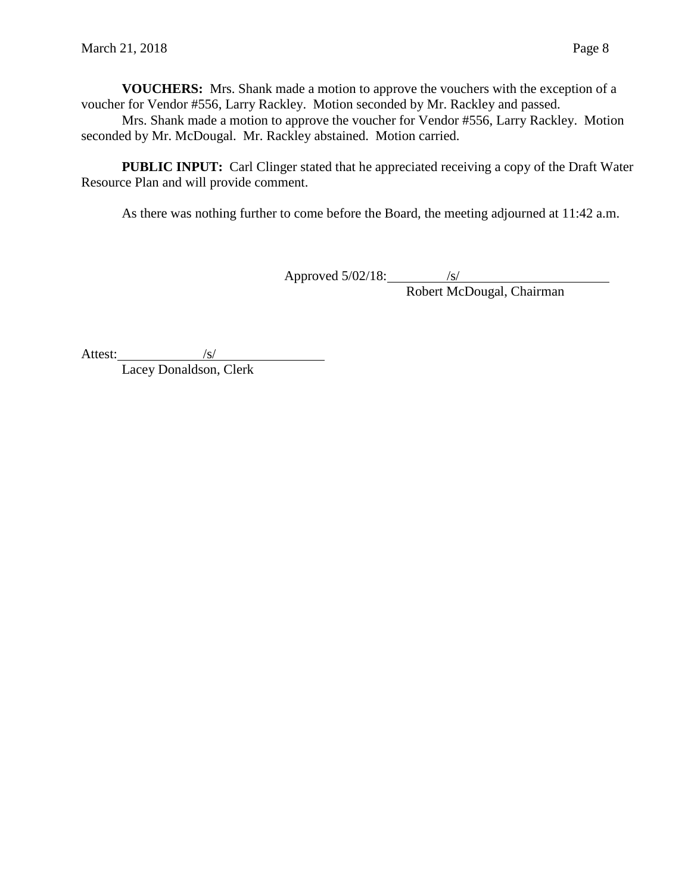**VOUCHERS:** Mrs. Shank made a motion to approve the vouchers with the exception of a voucher for Vendor #556, Larry Rackley. Motion seconded by Mr. Rackley and passed.

Mrs. Shank made a motion to approve the voucher for Vendor #556, Larry Rackley. Motion seconded by Mr. McDougal. Mr. Rackley abstained. Motion carried.

**PUBLIC INPUT:** Carl Clinger stated that he appreciated receiving a copy of the Draft Water Resource Plan and will provide comment.

As there was nothing further to come before the Board, the meeting adjourned at 11:42 a.m.

Approved 5/02/18: /s/
Robert McDougal, Chairman

Attest: /s/
Lacey Donaldson, Clerk